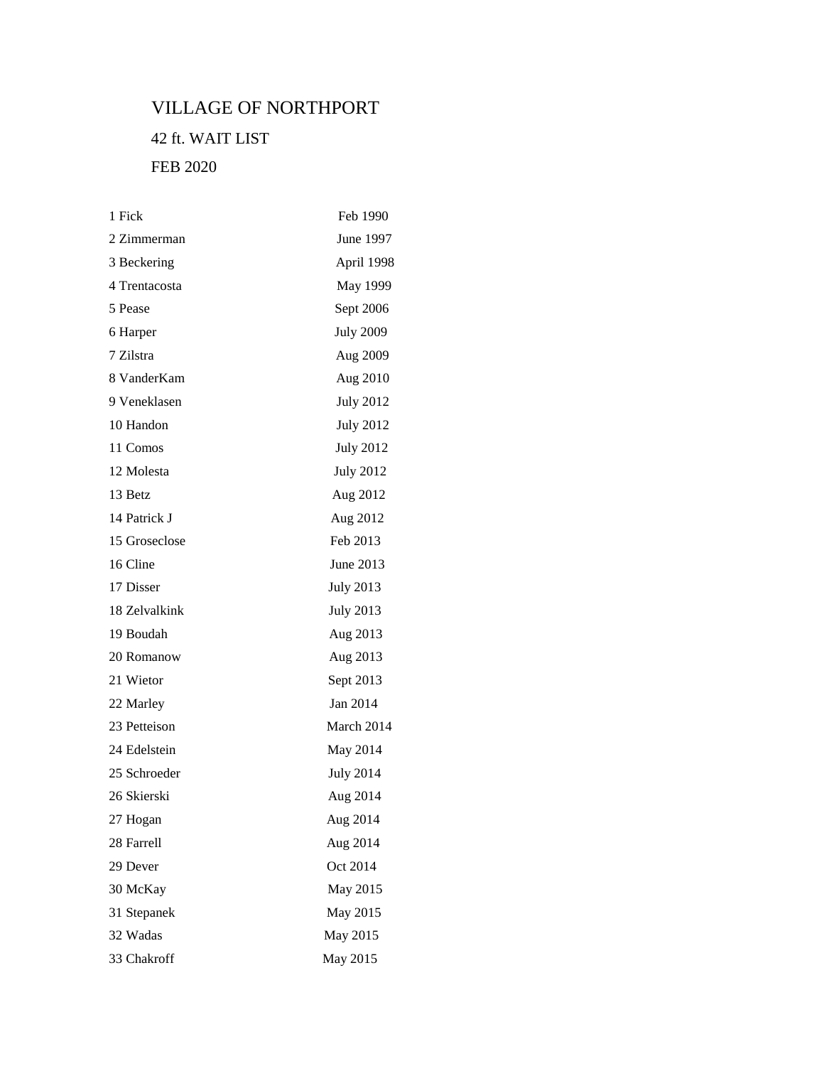# VILLAGE OF NORTHPORT

## 42 ft. WAIT LIST

## FEB 2020

| | |
|---|---|
| 1 Fick | Feb 1990 |
| 2 Zimmerman | June 1997 |
| 3 Beckering | April 1998 |
| 4 Trentacosta | May 1999 |
| 5 Pease | Sept 2006 |
| 6 Harper | July 2009 |
| 7 Zilstra | Aug 2009 |
| 8 VanderKam | Aug 2010 |
| 9 Veneklasen | July 2012 |
| 10 Handon | July 2012 |
| 11 Comos | July 2012 |
| 12 Molesta | July 2012 |
| 13 Betz | Aug 2012 |
| 14 Patrick J | Aug 2012 |
| 15 Groseclose | Feb 2013 |
| 16 Cline | June 2013 |
| 17 Disser | July 2013 |
| 18 Zelvalkink | July 2013 |
| 19 Boudah | Aug 2013 |
| 20 Romanow | Aug 2013 |
| 21 Wietor | Sept 2013 |
| 22 Marley | Jan 2014 |
| 23 Petteison | March 2014 |
| 24 Edelstein | May 2014 |
| 25 Schroeder | July 2014 |
| 26 Skierski | Aug 2014 |
| 27 Hogan | Aug 2014 |
| 28 Farrell | Aug 2014 |
| 29 Dever | Oct 2014 |
| 30 McKay | May 2015 |
| 31 Stepanek | May 2015 |
| 32 Wadas | May 2015 |
| 33 Chakroff | May 2015 |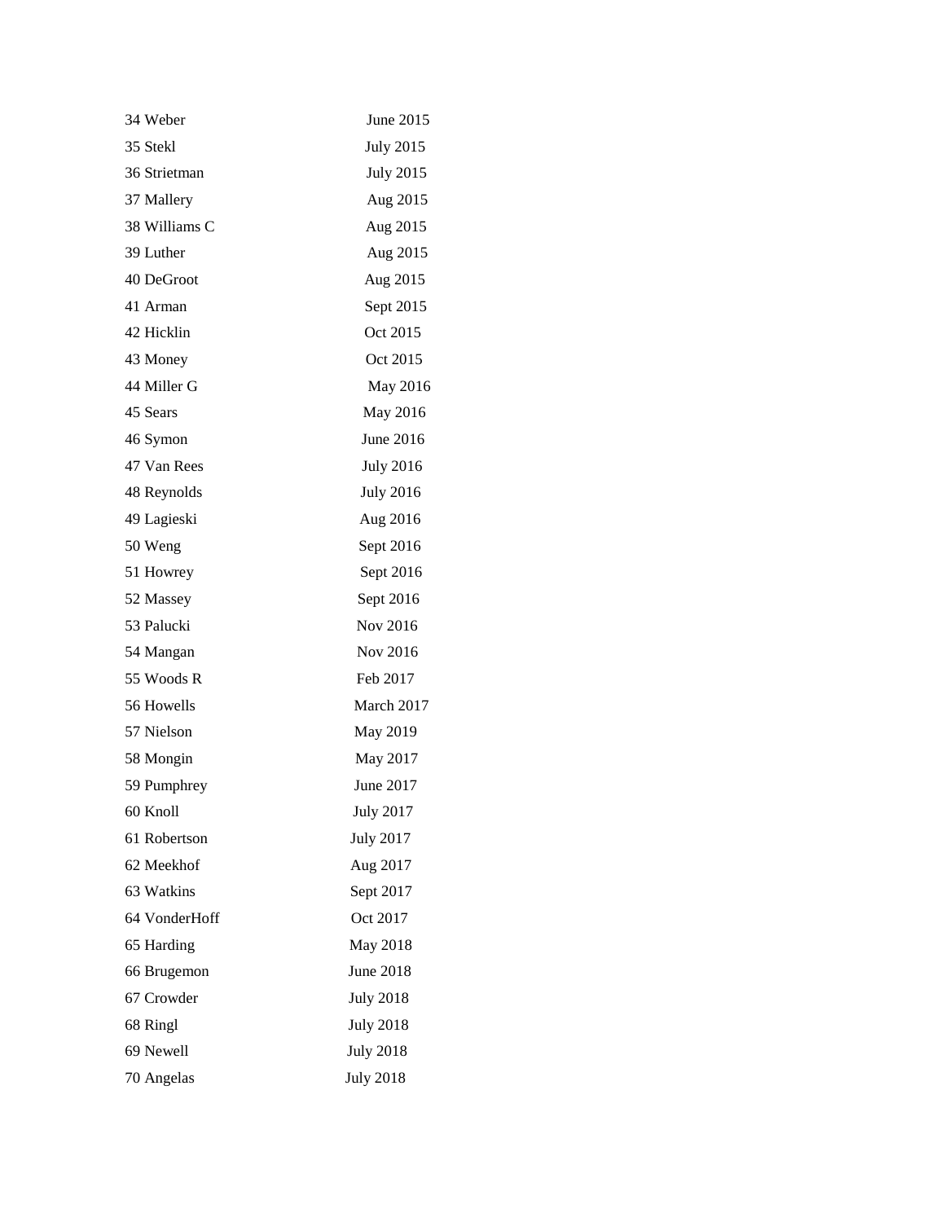34 Weber June 2015

35 Stekl July 2015

36 Strietman July 2015

37 Mallery Aug 2015

38 Williams C Aug 2015

39 Luther Aug 2015

40 DeGroot Aug 2015

41 Arman Sept 2015

42 Hicklin Oct 2015

43 Money Oct 2015

44 Miller G May 2016

45 Sears May 2016

46 Symon June 2016

47 Van Rees July 2016

48 Reynolds July 2016

49 Lagieski Aug 2016

50 Weng Sept 2016

51 Howrey Sept 2016

52 Massey Sept 2016

53 Palucki Nov 2016

54 Mangan Nov 2016

55 Woods R Feb 2017

56 Howells March 2017

57 Nielson May 2019

58 Mongin May 2017

59 Pumphrey June 2017

60 Knoll July 2017

61 Robertson July 2017

62 Meekhof Aug 2017

63 Watkins Sept 2017

64 VonderHoff Oct 2017

65 Harding May 2018

66 Brugemon June 2018

67 Crowder July 2018

68 Ringl July 2018

69 Newell July 2018

70 Angelas July 2018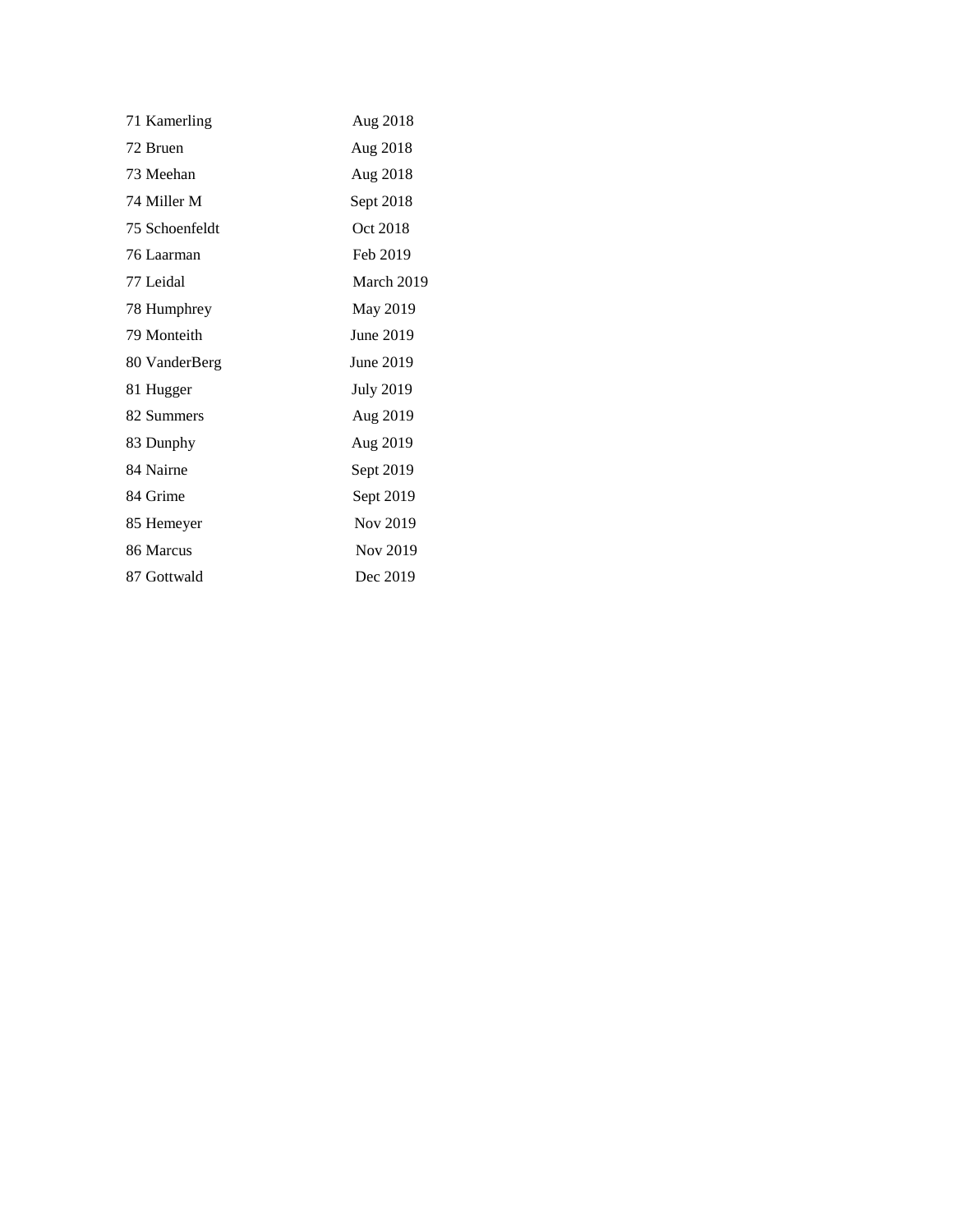| | |
|---|---|
| 71 Kamerling | Aug 2018 |
| 72 Bruen | Aug 2018 |
| 73 Meehan | Aug 2018 |
| 74 Miller M | Sept 2018 |
| 75 Schoenfeldt | Oct 2018 |
| 76 Laarman | Feb 2019 |
| 77 Leidal | March 2019 |
| 78 Humphrey | May 2019 |
| 79 Monteith | June 2019 |
| 80 VanderBerg | June 2019 |
| 81 Hugger | July 2019 |
| 82 Summers | Aug 2019 |
| 83 Dunphy | Aug 2019 |
| 84 Nairne | Sept 2019 |
| 84 Grime | Sept 2019 |
| 85 Hemeyer | Nov 2019 |
| 86 Marcus | Nov 2019 |
| 87 Gottwald | Dec 2019 |